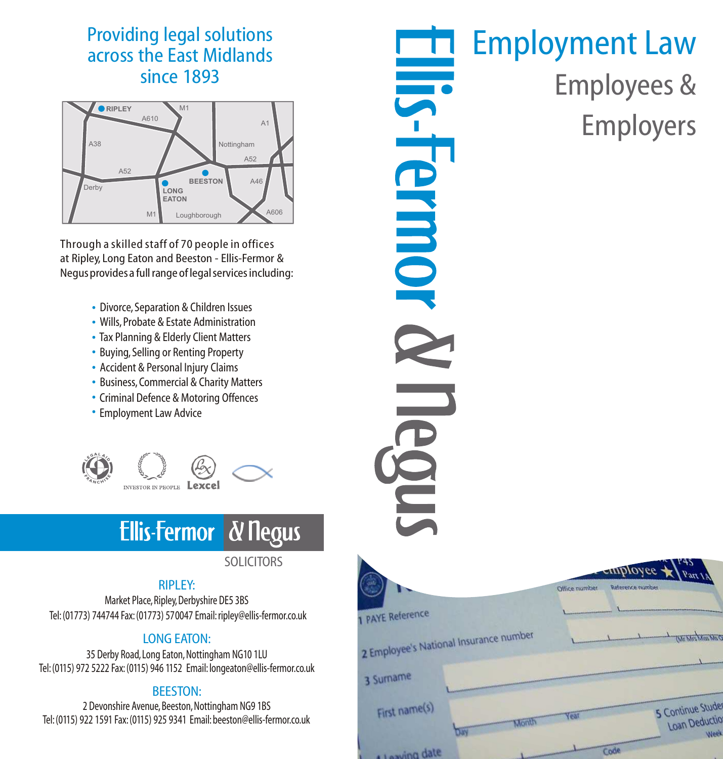Providing legal solutions across the East Midlands since 1893

Through a skilled staff of 70 people in offices at Ripley, Long Eaton and Beeston - Ellis-Fermor & Negus provides a full range of legal services including:

- Divorce, Separation & Children Issues
- Wills, Probate & Estate Administration
- Tax Planning & Elderly Client Matters
- Buying, Selling or Renting Property
- Accident & Personal Injury Claims
- Business, Commercial & Charity Matters
- Criminal Defence & Motoring Offences
- Employment Law Advice

INVESTOR IN PEOPLE Lexcel

**Ellis-Fermor & Negus**

SOLICITORS

**RIPLEY:**

Market Place, Ripley, Derbyshire DE5 3BS
Tel: (01773) 744744 Fax: (01773) 570047 Email: ripley@ellis-fermor.co.uk

**LONG EATON:**

35 Derby Road, Long Eaton, Nottingham NG10 1LU
Tel: (0115) 972 5222 Fax: (0115) 946 1152 Email: longeaton@ellis-fermor.co.uk

**BEESTON:**

2 Devonshire Avenue, Beeston, Nottingham NG9 1BS
Tel: (0115) 922 1591 Fax: (0115) 925 9341 Email: beeston@ellis-fermor.co.uk

# Ellis-Fermor & Negus

# Employment Law

## Employees & Employers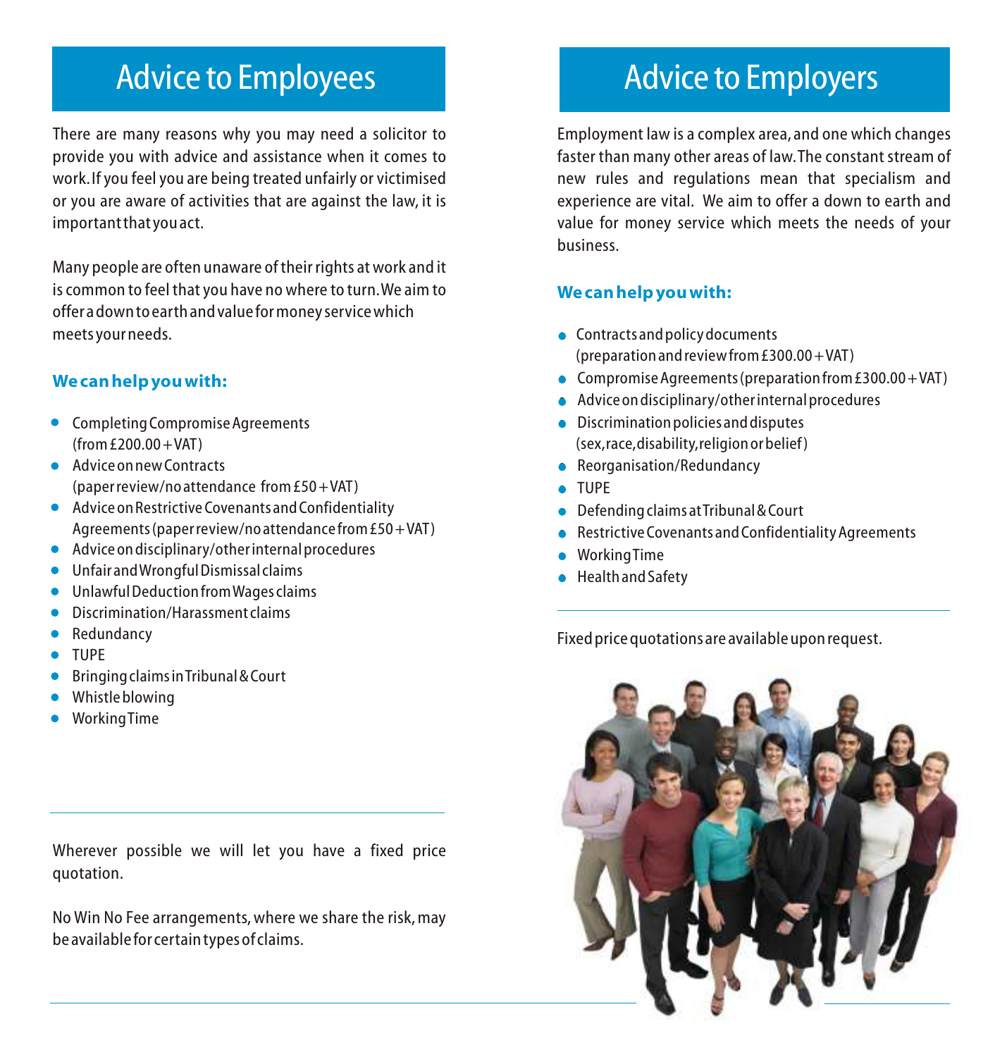# Advice to Employees

There are many reasons why you may need a solicitor to provide you with advice and assistance when it comes to work. If you feel you are being treated unfairly or victimised or you are aware of activities that are against the law, it is important that you act.

Many people are often unaware of their rights at work and it is common to feel that you have no where to turn. We aim to offer a down to earth and value for money service which meets your needs.

**We can help you with:**

- Completing Compromise Agreements (from £200.00 + VAT)
- Advice on new Contracts (paper review/no attendance from £50 + VAT)
- Advice on Restrictive Covenants and Confidentiality Agreements (paper review/no attendance from £50 + VAT)
- Advice on disciplinary/other internal procedures
- Unfair and Wrongful Dismissal claims
- Unlawful Deduction from Wages claims
- Discrimination/Harassment claims
- Redundancy
- TUPE
- Bringing claims in Tribunal & Court
- Whistle blowing
- Working Time

Wherever possible we will let you have a fixed price quotation.

No Win No Fee arrangements, where we share the risk, may be available for certain types of claims.

# Advice to Employers

Employment law is a complex area, and one which changes faster than many other areas of law. The constant stream of new rules and regulations mean that specialism and experience are vital. We aim to offer a down to earth and value for money service which meets the needs of your business.

**We can help you with:**

- Contracts and policy documents (preparation and review from £300.00 + VAT)
- Compromise Agreements (preparation from £300.00 + VAT)
- Advice on disciplinary/other internal procedures
- Discrimination policies and disputes (sex, race, disability, religion or belief)
- Reorganisation/Redundancy
- TUPE
- Defending claims at Tribunal & Court
- Restrictive Covenants and Confidentiality Agreements
- Working Time
- Health and Safety

Fixed price quotations are available upon request.